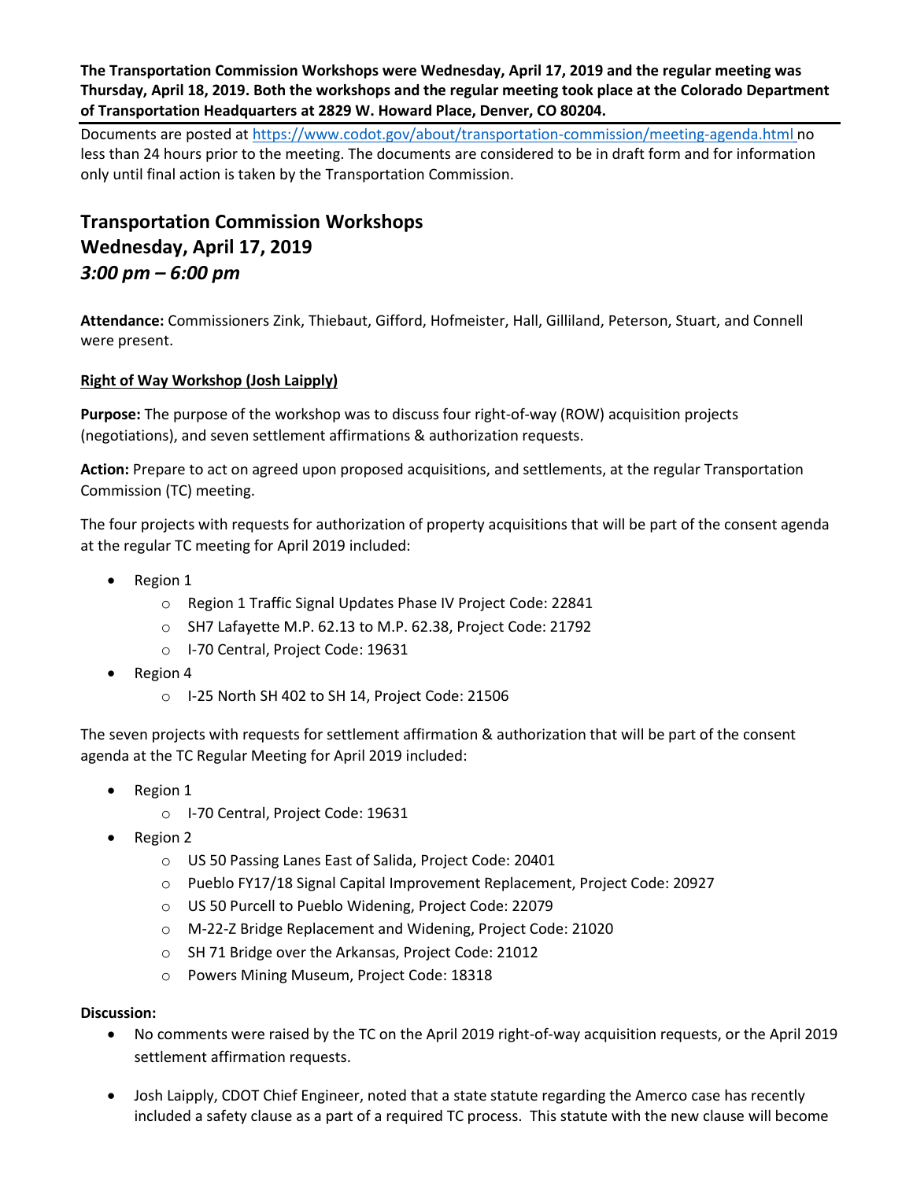**The Transportation Commission Workshops were Wednesday, April 17, 2019 and the regular meeting was Thursday, April 18, 2019. Both the workshops and the regular meeting took place at the Colorado Department of Transportation Headquarters at 2829 W. Howard Place, Denver, CO 80204.**

Documents are posted at https://www.codot.gov/about/transportation-commission/meeting-agenda.html no less than 24 hours prior to the meeting. The documents are considered to be in draft form and for information only until final action is taken by the Transportation Commission.

# Transportation Commission Workshops
# Wednesday, April 17, 2019
# *3:00 pm – 6:00 pm*

**Attendance:** Commissioners Zink, Thiebaut, Gifford, Hofmeister, Hall, Gilliland, Peterson, Stuart, and Connell were present.

**Right of Way Workshop (Josh Laipply)**

**Purpose:** The purpose of the workshop was to discuss four right-of-way (ROW) acquisition projects (negotiations), and seven settlement affirmations & authorization requests.

**Action:** Prepare to act on agreed upon proposed acquisitions, and settlements, at the regular Transportation Commission (TC) meeting.

The four projects with requests for authorization of property acquisitions that will be part of the consent agenda at the regular TC meeting for April 2019 included:

- Region 1
  - Region 1 Traffic Signal Updates Phase IV Project Code: 22841
  - SH7 Lafayette M.P. 62.13 to M.P. 62.38, Project Code: 21792
  - I-70 Central, Project Code: 19631
- Region 4
  - I-25 North SH 402 to SH 14, Project Code: 21506

The seven projects with requests for settlement affirmation & authorization that will be part of the consent agenda at the TC Regular Meeting for April 2019 included:

- Region 1
  - I-70 Central, Project Code: 19631
- Region 2
  - US 50 Passing Lanes East of Salida, Project Code: 20401
  - Pueblo FY17/18 Signal Capital Improvement Replacement, Project Code: 20927
  - US 50 Purcell to Pueblo Widening, Project Code: 22079
  - M-22-Z Bridge Replacement and Widening, Project Code: 21020
  - SH 71 Bridge over the Arkansas, Project Code: 21012
  - Powers Mining Museum, Project Code: 18318

**Discussion:**

- No comments were raised by the TC on the April 2019 right-of-way acquisition requests, or the April 2019 settlement affirmation requests.
- Josh Laipply, CDOT Chief Engineer, noted that a state statute regarding the Amerco case has recently included a safety clause as a part of a required TC process. This statute with the new clause will become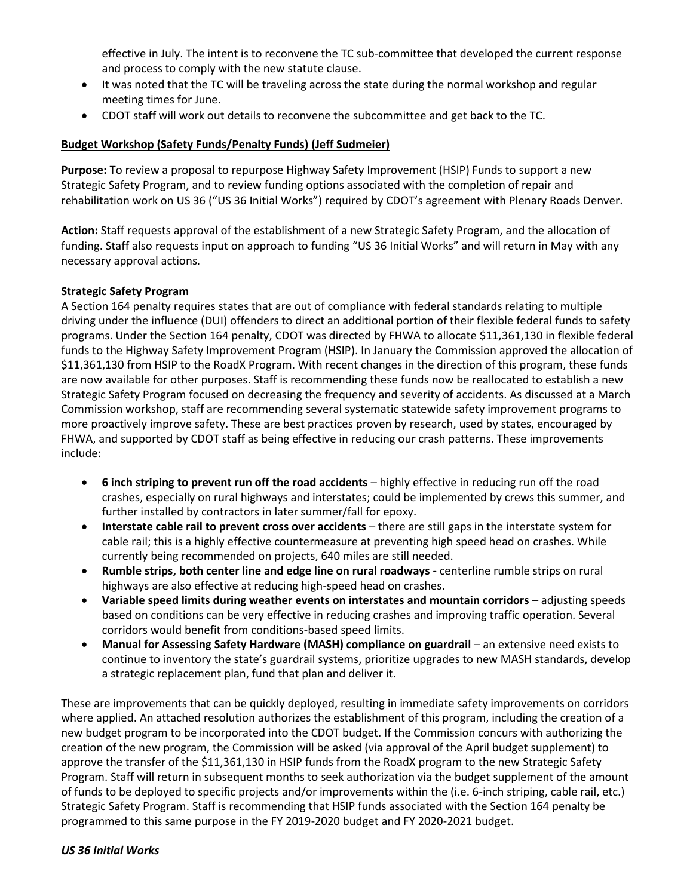effective in July. The intent is to reconvene the TC sub-committee that developed the current response and process to comply with the new statute clause.

- It was noted that the TC will be traveling across the state during the normal workshop and regular meeting times for June.
- CDOT staff will work out details to reconvene the subcommittee and get back to the TC.

**Budget Workshop (Safety Funds/Penalty Funds) (Jeff Sudmeier)**

**Purpose:** To review a proposal to repurpose Highway Safety Improvement (HSIP) Funds to support a new Strategic Safety Program, and to review funding options associated with the completion of repair and rehabilitation work on US 36 ("US 36 Initial Works") required by CDOT's agreement with Plenary Roads Denver.

**Action:** Staff requests approval of the establishment of a new Strategic Safety Program, and the allocation of funding. Staff also requests input on approach to funding "US 36 Initial Works" and will return in May with any necessary approval actions.

**Strategic Safety Program**

A Section 164 penalty requires states that are out of compliance with federal standards relating to multiple driving under the influence (DUI) offenders to direct an additional portion of their flexible federal funds to safety programs. Under the Section 164 penalty, CDOT was directed by FHWA to allocate $11,361,130 in flexible federal funds to the Highway Safety Improvement Program (HSIP). In January the Commission approved the allocation of $11,361,130 from HSIP to the RoadX Program. With recent changes in the direction of this program, these funds are now available for other purposes. Staff is recommending these funds now be reallocated to establish a new Strategic Safety Program focused on decreasing the frequency and severity of accidents. As discussed at a March Commission workshop, staff are recommending several systematic statewide safety improvement programs to more proactively improve safety. These are best practices proven by research, used by states, encouraged by FHWA, and supported by CDOT staff as being effective in reducing our crash patterns. These improvements include:

- **6 inch striping to prevent run off the road accidents** – highly effective in reducing run off the road crashes, especially on rural highways and interstates; could be implemented by crews this summer, and further installed by contractors in later summer/fall for epoxy.
- **Interstate cable rail to prevent cross over accidents** – there are still gaps in the interstate system for cable rail; this is a highly effective countermeasure at preventing high speed head on crashes. While currently being recommended on projects, 640 miles are still needed.
- **Rumble strips, both center line and edge line on rural roadways -** centerline rumble strips on rural highways are also effective at reducing high-speed head on crashes.
- **Variable speed limits during weather events on interstates and mountain corridors** – adjusting speeds based on conditions can be very effective in reducing crashes and improving traffic operation. Several corridors would benefit from conditions-based speed limits.
- **Manual for Assessing Safety Hardware (MASH) compliance on guardrail** – an extensive need exists to continue to inventory the state's guardrail systems, prioritize upgrades to new MASH standards, develop a strategic replacement plan, fund that plan and deliver it.

These are improvements that can be quickly deployed, resulting in immediate safety improvements on corridors where applied. An attached resolution authorizes the establishment of this program, including the creation of a new budget program to be incorporated into the CDOT budget. If the Commission concurs with authorizing the creation of the new program, the Commission will be asked (via approval of the April budget supplement) to approve the transfer of the $11,361,130 in HSIP funds from the RoadX program to the new Strategic Safety Program. Staff will return in subsequent months to seek authorization via the budget supplement of the amount of funds to be deployed to specific projects and/or improvements within the (i.e. 6-inch striping, cable rail, etc.) Strategic Safety Program. Staff is recommending that HSIP funds associated with the Section 164 penalty be programmed to this same purpose in the FY 2019-2020 budget and FY 2020-2021 budget.

***US 36 Initial Works***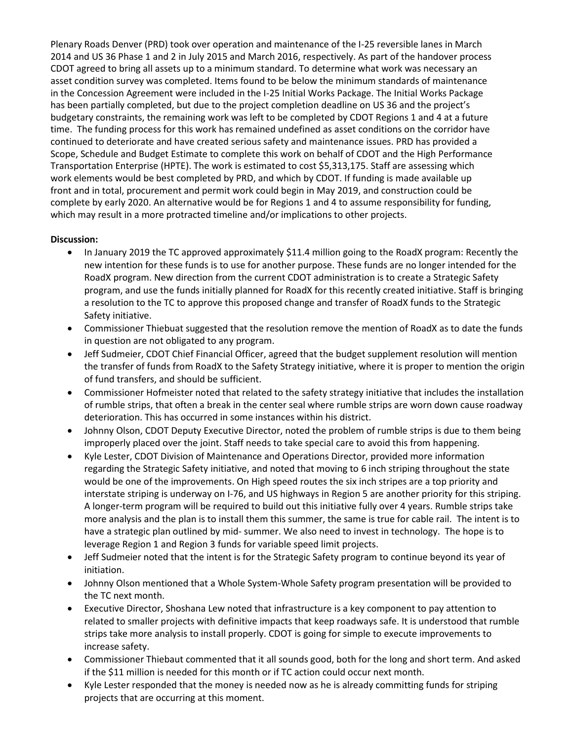Plenary Roads Denver (PRD) took over operation and maintenance of the I-25 reversible lanes in March 2014 and US 36 Phase 1 and 2 in July 2015 and March 2016, respectively. As part of the handover process CDOT agreed to bring all assets up to a minimum standard. To determine what work was necessary an asset condition survey was completed. Items found to be below the minimum standards of maintenance in the Concession Agreement were included in the I-25 Initial Works Package. The Initial Works Package has been partially completed, but due to the project completion deadline on US 36 and the project's budgetary constraints, the remaining work was left to be completed by CDOT Regions 1 and 4 at a future time. The funding process for this work has remained undefined as asset conditions on the corridor have continued to deteriorate and have created serious safety and maintenance issues. PRD has provided a Scope, Schedule and Budget Estimate to complete this work on behalf of CDOT and the High Performance Transportation Enterprise (HPTE). The work is estimated to cost $5,313,175. Staff are assessing which work elements would be best completed by PRD, and which by CDOT. If funding is made available up front and in total, procurement and permit work could begin in May 2019, and construction could be complete by early 2020. An alternative would be for Regions 1 and 4 to assume responsibility for funding, which may result in a more protracted timeline and/or implications to other projects.

**Discussion:**

- In January 2019 the TC approved approximately $11.4 million going to the RoadX program: Recently the new intention for these funds is to use for another purpose. These funds are no longer intended for the RoadX program. New direction from the current CDOT administration is to create a Strategic Safety program, and use the funds initially planned for RoadX for this recently created initiative. Staff is bringing a resolution to the TC to approve this proposed change and transfer of RoadX funds to the Strategic Safety initiative.
- Commissioner Thiebuat suggested that the resolution remove the mention of RoadX as to date the funds in question are not obligated to any program.
- Jeff Sudmeier, CDOT Chief Financial Officer, agreed that the budget supplement resolution will mention the transfer of funds from RoadX to the Safety Strategy initiative, where it is proper to mention the origin of fund transfers, and should be sufficient.
- Commissioner Hofmeister noted that related to the safety strategy initiative that includes the installation of rumble strips, that often a break in the center seal where rumble strips are worn down cause roadway deterioration. This has occurred in some instances within his district.
- Johnny Olson, CDOT Deputy Executive Director, noted the problem of rumble strips is due to them being improperly placed over the joint. Staff needs to take special care to avoid this from happening.
- Kyle Lester, CDOT Division of Maintenance and Operations Director, provided more information regarding the Strategic Safety initiative, and noted that moving to 6 inch striping throughout the state would be one of the improvements. On High speed routes the six inch stripes are a top priority and interstate striping is underway on I-76, and US highways in Region 5 are another priority for this striping. A longer-term program will be required to build out this initiative fully over 4 years. Rumble strips take more analysis and the plan is to install them this summer, the same is true for cable rail. The intent is to have a strategic plan outlined by mid- summer. We also need to invest in technology. The hope is to leverage Region 1 and Region 3 funds for variable speed limit projects.
- Jeff Sudmeier noted that the intent is for the Strategic Safety program to continue beyond its year of initiation.
- Johnny Olson mentioned that a Whole System-Whole Safety program presentation will be provided to the TC next month.
- Executive Director, Shoshana Lew noted that infrastructure is a key component to pay attention to related to smaller projects with definitive impacts that keep roadways safe. It is understood that rumble strips take more analysis to install properly. CDOT is going for simple to execute improvements to increase safety.
- Commissioner Thiebaut commented that it all sounds good, both for the long and short term. And asked if the $11 million is needed for this month or if TC action could occur next month.
- Kyle Lester responded that the money is needed now as he is already committing funds for striping projects that are occurring at this moment.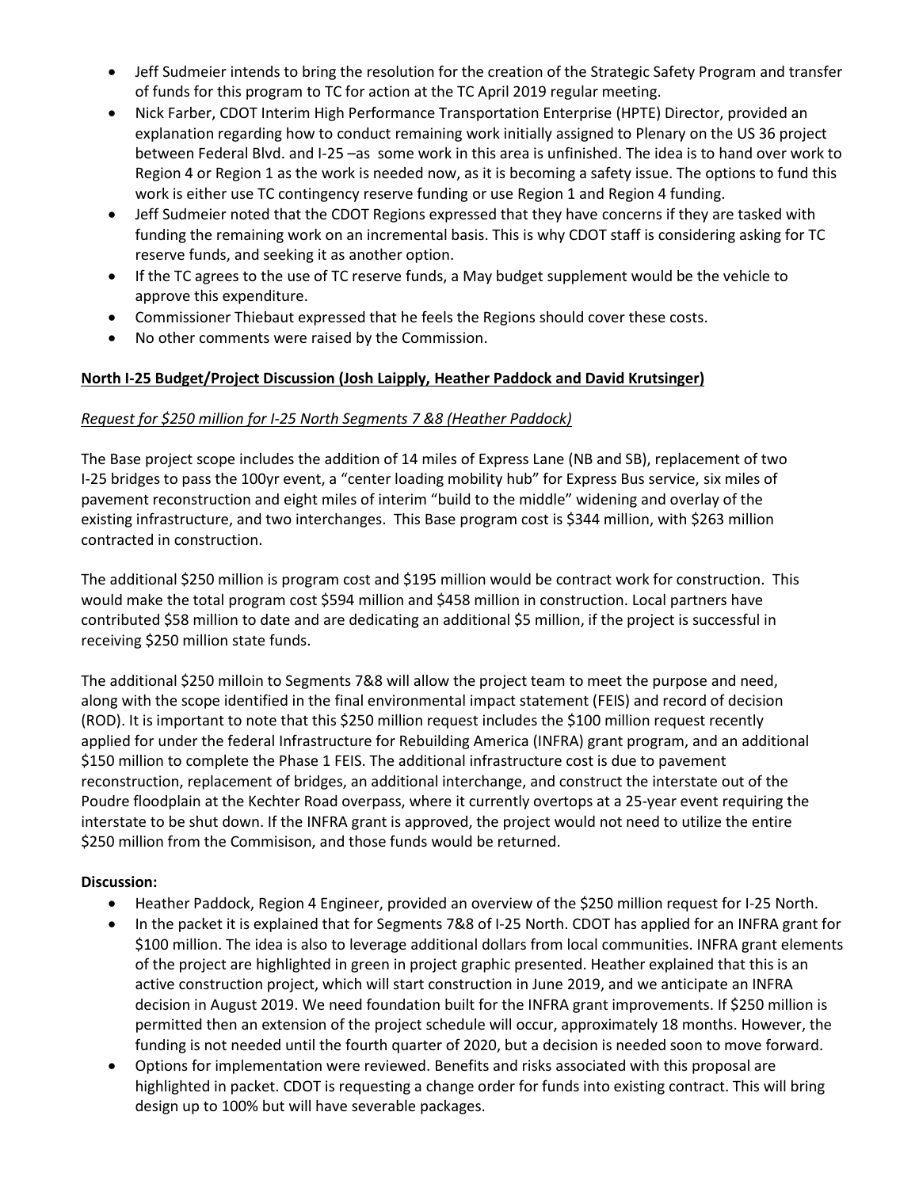- Jeff Sudmeier intends to bring the resolution for the creation of the Strategic Safety Program and transfer of funds for this program to TC for action at the TC April 2019 regular meeting.
- Nick Farber, CDOT Interim High Performance Transportation Enterprise (HPTE) Director, provided an explanation regarding how to conduct remaining work initially assigned to Plenary on the US 36 project between Federal Blvd. and I-25 –as some work in this area is unfinished. The idea is to hand over work to Region 4 or Region 1 as the work is needed now, as it is becoming a safety issue. The options to fund this work is either use TC contingency reserve funding or use Region 1 and Region 4 funding.
- Jeff Sudmeier noted that the CDOT Regions expressed that they have concerns if they are tasked with funding the remaining work on an incremental basis. This is why CDOT staff is considering asking for TC reserve funds, and seeking it as another option.
- If the TC agrees to the use of TC reserve funds, a May budget supplement would be the vehicle to approve this expenditure.
- Commissioner Thiebaut expressed that he feels the Regions should cover these costs.
- No other comments were raised by the Commission.

**North I-25 Budget/Project Discussion (Josh Laipply, Heather Paddock and David Krutsinger)**

*Request for $250 million for I-25 North Segments 7 &8 (Heather Paddock)*

The Base project scope includes the addition of 14 miles of Express Lane (NB and SB), replacement of two I-25 bridges to pass the 100yr event, a "center loading mobility hub" for Express Bus service, six miles of pavement reconstruction and eight miles of interim "build to the middle" widening and overlay of the existing infrastructure, and two interchanges. This Base program cost is $344 million, with $263 million contracted in construction.

The additional $250 million is program cost and $195 million would be contract work for construction. This would make the total program cost $594 million and $458 million in construction. Local partners have contributed $58 million to date and are dedicating an additional $5 million, if the project is successful in receiving $250 million state funds.

The additional $250 milloin to Segments 7&8 will allow the project team to meet the purpose and need, along with the scope identified in the final environmental impact statement (FEIS) and record of decision (ROD). It is important to note that this $250 million request includes the $100 million request recently applied for under the federal Infrastructure for Rebuilding America (INFRA) grant program, and an additional $150 million to complete the Phase 1 FEIS. The additional infrastructure cost is due to pavement reconstruction, replacement of bridges, an additional interchange, and construct the interstate out of the Poudre floodplain at the Kechter Road overpass, where it currently overtops at a 25-year event requiring the interstate to be shut down. If the INFRA grant is approved, the project would not need to utilize the entire $250 million from the Commisison, and those funds would be returned.

**Discussion:**

- Heather Paddock, Region 4 Engineer, provided an overview of the $250 million request for I-25 North.
- In the packet it is explained that for Segments 7&8 of I-25 North. CDOT has applied for an INFRA grant for $100 million. The idea is also to leverage additional dollars from local communities. INFRA grant elements of the project are highlighted in green in project graphic presented. Heather explained that this is an active construction project, which will start construction in June 2019, and we anticipate an INFRA decision in August 2019. We need foundation built for the INFRA grant improvements. If $250 million is permitted then an extension of the project schedule will occur, approximately 18 months. However, the funding is not needed until the fourth quarter of 2020, but a decision is needed soon to move forward.
- Options for implementation were reviewed. Benefits and risks associated with this proposal are highlighted in packet. CDOT is requesting a change order for funds into existing contract. This will bring design up to 100% but will have severable packages.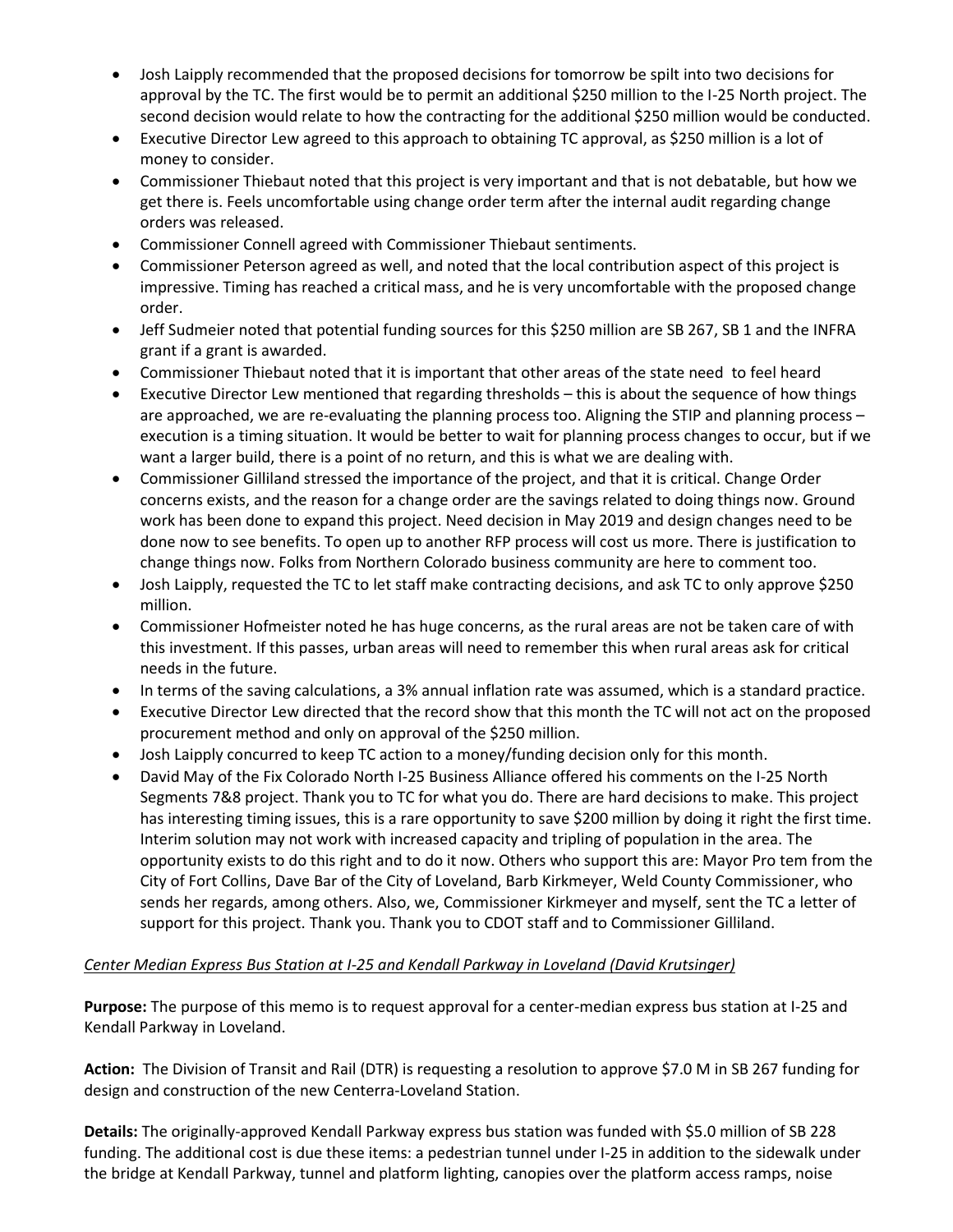- Josh Laipply recommended that the proposed decisions for tomorrow be spilt into two decisions for approval by the TC. The first would be to permit an additional $250 million to the I-25 North project. The second decision would relate to how the contracting for the additional $250 million would be conducted.
- Executive Director Lew agreed to this approach to obtaining TC approval, as $250 million is a lot of money to consider.
- Commissioner Thiebaut noted that this project is very important and that is not debatable, but how we get there is. Feels uncomfortable using change order term after the internal audit regarding change orders was released.
- Commissioner Connell agreed with Commissioner Thiebaut sentiments.
- Commissioner Peterson agreed as well, and noted that the local contribution aspect of this project is impressive. Timing has reached a critical mass, and he is very uncomfortable with the proposed change order.
- Jeff Sudmeier noted that potential funding sources for this $250 million are SB 267, SB 1 and the INFRA grant if a grant is awarded.
- Commissioner Thiebaut noted that it is important that other areas of the state need to feel heard
- Executive Director Lew mentioned that regarding thresholds – this is about the sequence of how things are approached, we are re-evaluating the planning process too. Aligning the STIP and planning process – execution is a timing situation. It would be better to wait for planning process changes to occur, but if we want a larger build, there is a point of no return, and this is what we are dealing with.
- Commissioner Gilliland stressed the importance of the project, and that it is critical. Change Order concerns exists, and the reason for a change order are the savings related to doing things now. Ground work has been done to expand this project. Need decision in May 2019 and design changes need to be done now to see benefits. To open up to another RFP process will cost us more. There is justification to change things now. Folks from Northern Colorado business community are here to comment too.
- Josh Laipply, requested the TC to let staff make contracting decisions, and ask TC to only approve $250 million.
- Commissioner Hofmeister noted he has huge concerns, as the rural areas are not be taken care of with this investment. If this passes, urban areas will need to remember this when rural areas ask for critical needs in the future.
- In terms of the saving calculations, a 3% annual inflation rate was assumed, which is a standard practice.
- Executive Director Lew directed that the record show that this month the TC will not act on the proposed procurement method and only on approval of the $250 million.
- Josh Laipply concurred to keep TC action to a money/funding decision only for this month.
- David May of the Fix Colorado North I-25 Business Alliance offered his comments on the I-25 North Segments 7&8 project. Thank you to TC for what you do. There are hard decisions to make. This project has interesting timing issues, this is a rare opportunity to save $200 million by doing it right the first time. Interim solution may not work with increased capacity and tripling of population in the area. The opportunity exists to do this right and to do it now. Others who support this are: Mayor Pro tem from the City of Fort Collins, Dave Bar of the City of Loveland, Barb Kirkmeyer, Weld County Commissioner, who sends her regards, among others. Also, we, Commissioner Kirkmeyer and myself, sent the TC a letter of support for this project. Thank you. Thank you to CDOT staff and to Commissioner Gilliland.

*Center Median Express Bus Station at I-25 and Kendall Parkway in Loveland (David Krutsinger)*

**Purpose:** The purpose of this memo is to request approval for a center-median express bus station at I-25 and Kendall Parkway in Loveland.

**Action:** The Division of Transit and Rail (DTR) is requesting a resolution to approve $7.0 M in SB 267 funding for design and construction of the new Centerra-Loveland Station.

**Details:** The originally-approved Kendall Parkway express bus station was funded with $5.0 million of SB 228 funding. The additional cost is due these items: a pedestrian tunnel under I-25 in addition to the sidewalk under the bridge at Kendall Parkway, tunnel and platform lighting, canopies over the platform access ramps, noise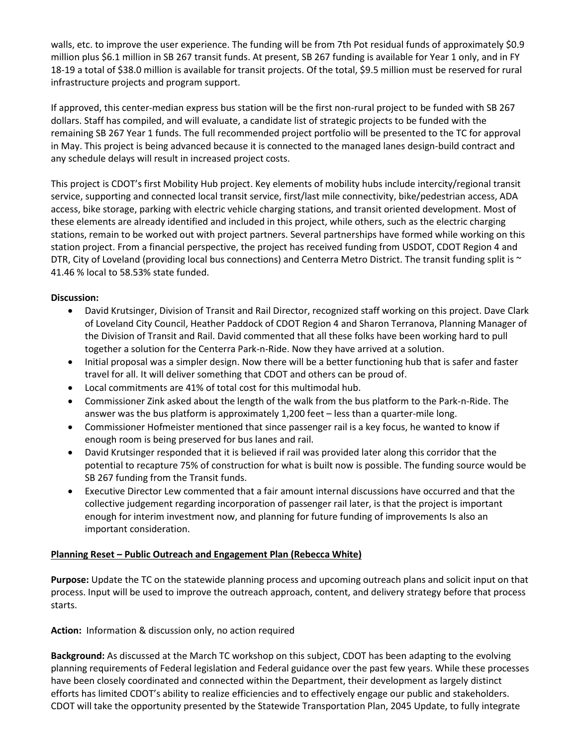walls, etc. to improve the user experience. The funding will be from 7th Pot residual funds of approximately $0.9 million plus $6.1 million in SB 267 transit funds. At present, SB 267 funding is available for Year 1 only, and in FY 18-19 a total of $38.0 million is available for transit projects. Of the total, $9.5 million must be reserved for rural infrastructure projects and program support.

If approved, this center-median express bus station will be the first non-rural project to be funded with SB 267 dollars. Staff has compiled, and will evaluate, a candidate list of strategic projects to be funded with the remaining SB 267 Year 1 funds. The full recommended project portfolio will be presented to the TC for approval in May. This project is being advanced because it is connected to the managed lanes design-build contract and any schedule delays will result in increased project costs.

This project is CDOT's first Mobility Hub project. Key elements of mobility hubs include intercity/regional transit service, supporting and connected local transit service, first/last mile connectivity, bike/pedestrian access, ADA access, bike storage, parking with electric vehicle charging stations, and transit oriented development. Most of these elements are already identified and included in this project, while others, such as the electric charging stations, remain to be worked out with project partners. Several partnerships have formed while working on this station project. From a financial perspective, the project has received funding from USDOT, CDOT Region 4 and DTR, City of Loveland (providing local bus connections) and Centerra Metro District. The transit funding split is ~ 41.46 % local to 58.53% state funded.

**Discussion:**

- David Krutsinger, Division of Transit and Rail Director, recognized staff working on this project. Dave Clark of Loveland City Council, Heather Paddock of CDOT Region 4 and Sharon Terranova, Planning Manager of the Division of Transit and Rail. David commented that all these folks have been working hard to pull together a solution for the Centerra Park-n-Ride. Now they have arrived at a solution.
- Initial proposal was a simpler design. Now there will be a better functioning hub that is safer and faster travel for all. It will deliver something that CDOT and others can be proud of.
- Local commitments are 41% of total cost for this multimodal hub.
- Commissioner Zink asked about the length of the walk from the bus platform to the Park-n-Ride. The answer was the bus platform is approximately 1,200 feet – less than a quarter-mile long.
- Commissioner Hofmeister mentioned that since passenger rail is a key focus, he wanted to know if enough room is being preserved for bus lanes and rail.
- David Krutsinger responded that it is believed if rail was provided later along this corridor that the potential to recapture 75% of construction for what is built now is possible. The funding source would be SB 267 funding from the Transit funds.
- Executive Director Lew commented that a fair amount internal discussions have occurred and that the collective judgement regarding incorporation of passenger rail later, is that the project is important enough for interim investment now, and planning for future funding of improvements Is also an important consideration.

**Planning Reset – Public Outreach and Engagement Plan (Rebecca White)**

**Purpose:** Update the TC on the statewide planning process and upcoming outreach plans and solicit input on that process. Input will be used to improve the outreach approach, content, and delivery strategy before that process starts.

**Action:** Information & discussion only, no action required

**Background:** As discussed at the March TC workshop on this subject, CDOT has been adapting to the evolving planning requirements of Federal legislation and Federal guidance over the past few years. While these processes have been closely coordinated and connected within the Department, their development as largely distinct efforts has limited CDOT's ability to realize efficiencies and to effectively engage our public and stakeholders. CDOT will take the opportunity presented by the Statewide Transportation Plan, 2045 Update, to fully integrate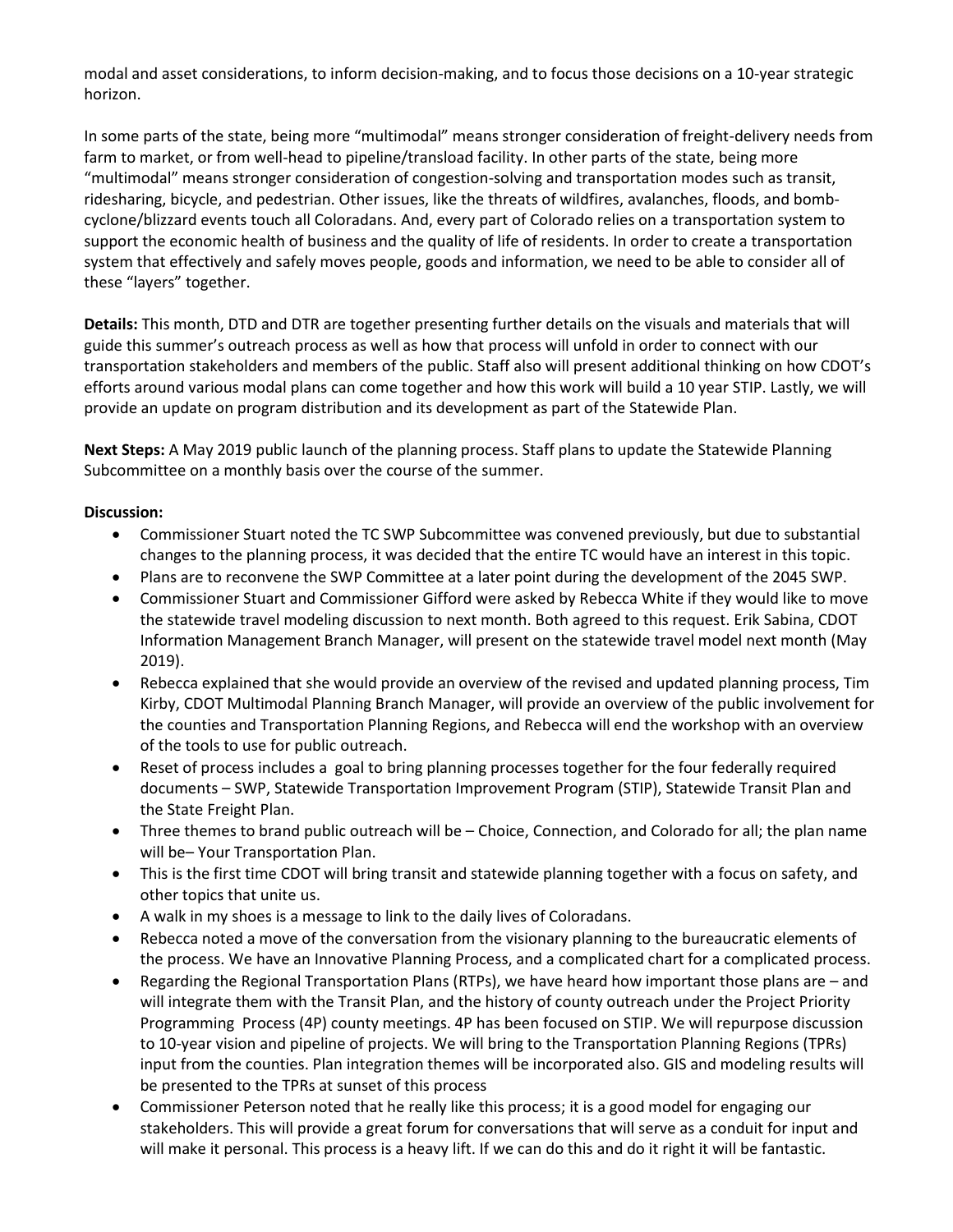modal and asset considerations, to inform decision-making, and to focus those decisions on a 10-year strategic horizon.

In some parts of the state, being more "multimodal" means stronger consideration of freight-delivery needs from farm to market, or from well-head to pipeline/transload facility. In other parts of the state, being more "multimodal" means stronger consideration of congestion-solving and transportation modes such as transit, ridesharing, bicycle, and pedestrian. Other issues, like the threats of wildfires, avalanches, floods, and bomb-cyclone/blizzard events touch all Coloradans. And, every part of Colorado relies on a transportation system to support the economic health of business and the quality of life of residents. In order to create a transportation system that effectively and safely moves people, goods and information, we need to be able to consider all of these "layers" together.

**Details:** This month, DTD and DTR are together presenting further details on the visuals and materials that will guide this summer's outreach process as well as how that process will unfold in order to connect with our transportation stakeholders and members of the public. Staff also will present additional thinking on how CDOT's efforts around various modal plans can come together and how this work will build a 10 year STIP. Lastly, we will provide an update on program distribution and its development as part of the Statewide Plan.

**Next Steps:** A May 2019 public launch of the planning process. Staff plans to update the Statewide Planning Subcommittee on a monthly basis over the course of the summer.

**Discussion:**

- Commissioner Stuart noted the TC SWP Subcommittee was convened previously, but due to substantial changes to the planning process, it was decided that the entire TC would have an interest in this topic.
- Plans are to reconvene the SWP Committee at a later point during the development of the 2045 SWP.
- Commissioner Stuart and Commissioner Gifford were asked by Rebecca White if they would like to move the statewide travel modeling discussion to next month. Both agreed to this request. Erik Sabina, CDOT Information Management Branch Manager, will present on the statewide travel model next month (May 2019).
- Rebecca explained that she would provide an overview of the revised and updated planning process, Tim Kirby, CDOT Multimodal Planning Branch Manager, will provide an overview of the public involvement for the counties and Transportation Planning Regions, and Rebecca will end the workshop with an overview of the tools to use for public outreach.
- Reset of process includes a goal to bring planning processes together for the four federally required documents – SWP, Statewide Transportation Improvement Program (STIP), Statewide Transit Plan and the State Freight Plan.
- Three themes to brand public outreach will be – Choice, Connection, and Colorado for all; the plan name will be– Your Transportation Plan.
- This is the first time CDOT will bring transit and statewide planning together with a focus on safety, and other topics that unite us.
- A walk in my shoes is a message to link to the daily lives of Coloradans.
- Rebecca noted a move of the conversation from the visionary planning to the bureaucratic elements of the process. We have an Innovative Planning Process, and a complicated chart for a complicated process.
- Regarding the Regional Transportation Plans (RTPs), we have heard how important those plans are – and will integrate them with the Transit Plan, and the history of county outreach under the Project Priority Programming Process (4P) county meetings. 4P has been focused on STIP. We will repurpose discussion to 10-year vision and pipeline of projects. We will bring to the Transportation Planning Regions (TPRs) input from the counties. Plan integration themes will be incorporated also. GIS and modeling results will be presented to the TPRs at sunset of this process
- Commissioner Peterson noted that he really like this process; it is a good model for engaging our stakeholders. This will provide a great forum for conversations that will serve as a conduit for input and will make it personal. This process is a heavy lift. If we can do this and do it right it will be fantastic.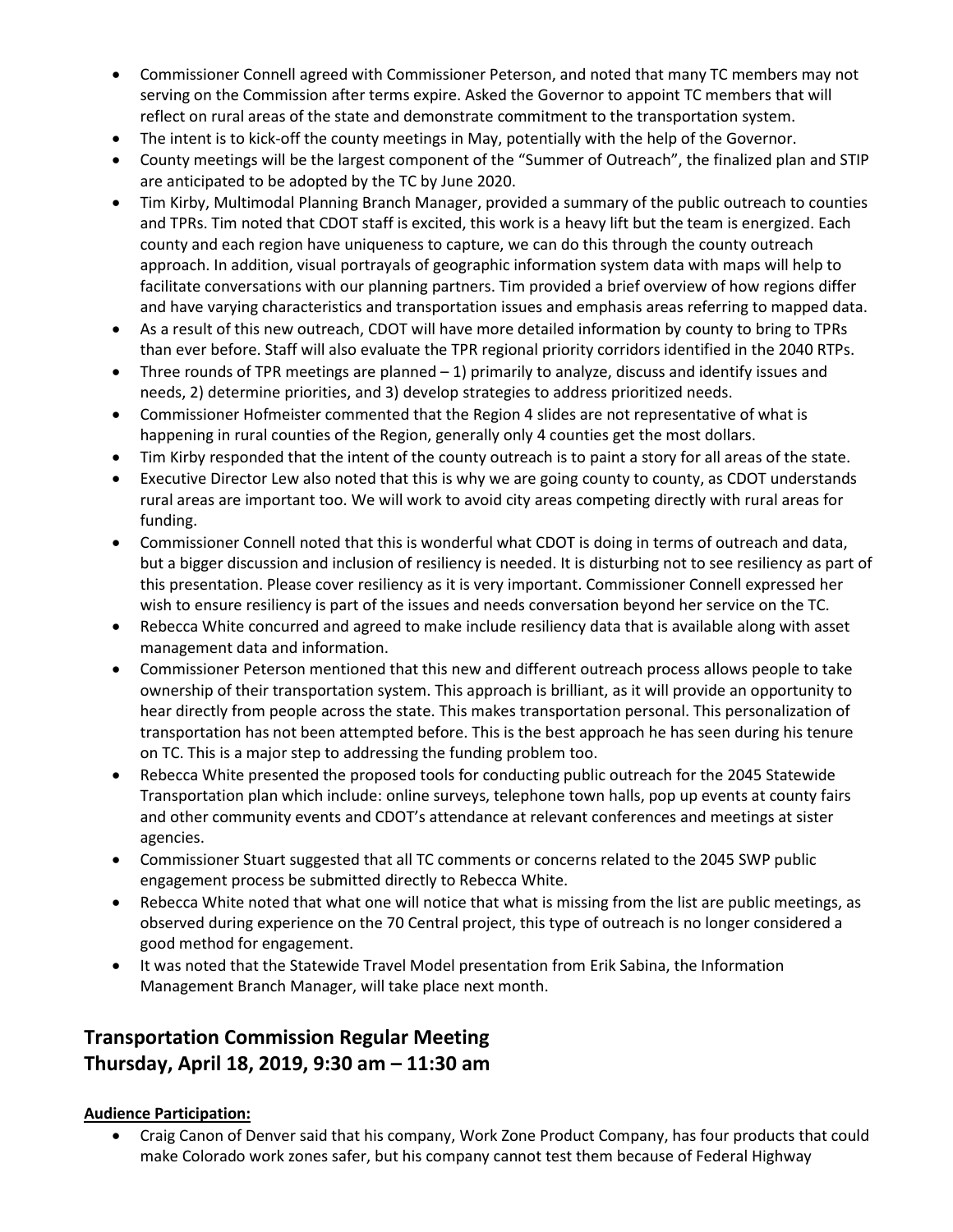- Commissioner Connell agreed with Commissioner Peterson, and noted that many TC members may not serving on the Commission after terms expire. Asked the Governor to appoint TC members that will reflect on rural areas of the state and demonstrate commitment to the transportation system.
- The intent is to kick-off the county meetings in May, potentially with the help of the Governor.
- County meetings will be the largest component of the "Summer of Outreach", the finalized plan and STIP are anticipated to be adopted by the TC by June 2020.
- Tim Kirby, Multimodal Planning Branch Manager, provided a summary of the public outreach to counties and TPRs. Tim noted that CDOT staff is excited, this work is a heavy lift but the team is energized. Each county and each region have uniqueness to capture, we can do this through the county outreach approach. In addition, visual portrayals of geographic information system data with maps will help to facilitate conversations with our planning partners. Tim provided a brief overview of how regions differ and have varying characteristics and transportation issues and emphasis areas referring to mapped data.
- As a result of this new outreach, CDOT will have more detailed information by county to bring to TPRs than ever before. Staff will also evaluate the TPR regional priority corridors identified in the 2040 RTPs.
- Three rounds of TPR meetings are planned – 1) primarily to analyze, discuss and identify issues and needs, 2) determine priorities, and 3) develop strategies to address prioritized needs.
- Commissioner Hofmeister commented that the Region 4 slides are not representative of what is happening in rural counties of the Region, generally only 4 counties get the most dollars.
- Tim Kirby responded that the intent of the county outreach is to paint a story for all areas of the state.
- Executive Director Lew also noted that this is why we are going county to county, as CDOT understands rural areas are important too. We will work to avoid city areas competing directly with rural areas for funding.
- Commissioner Connell noted that this is wonderful what CDOT is doing in terms of outreach and data, but a bigger discussion and inclusion of resiliency is needed. It is disturbing not to see resiliency as part of this presentation. Please cover resiliency as it is very important. Commissioner Connell expressed her wish to ensure resiliency is part of the issues and needs conversation beyond her service on the TC.
- Rebecca White concurred and agreed to make include resiliency data that is available along with asset management data and information.
- Commissioner Peterson mentioned that this new and different outreach process allows people to take ownership of their transportation system. This approach is brilliant, as it will provide an opportunity to hear directly from people across the state. This makes transportation personal. This personalization of transportation has not been attempted before. This is the best approach he has seen during his tenure on TC. This is a major step to addressing the funding problem too.
- Rebecca White presented the proposed tools for conducting public outreach for the 2045 Statewide Transportation plan which include: online surveys, telephone town halls, pop up events at county fairs and other community events and CDOT's attendance at relevant conferences and meetings at sister agencies.
- Commissioner Stuart suggested that all TC comments or concerns related to the 2045 SWP public engagement process be submitted directly to Rebecca White.
- Rebecca White noted that what one will notice that what is missing from the list are public meetings, as observed during experience on the 70 Central project, this type of outreach is no longer considered a good method for engagement.
- It was noted that the Statewide Travel Model presentation from Erik Sabina, the Information Management Branch Manager, will take place next month.

## Transportation Commission Regular Meeting
## Thursday, April 18, 2019, 9:30 am – 11:30 am

**Audience Participation:**

- Craig Canon of Denver said that his company, Work Zone Product Company, has four products that could make Colorado work zones safer, but his company cannot test them because of Federal Highway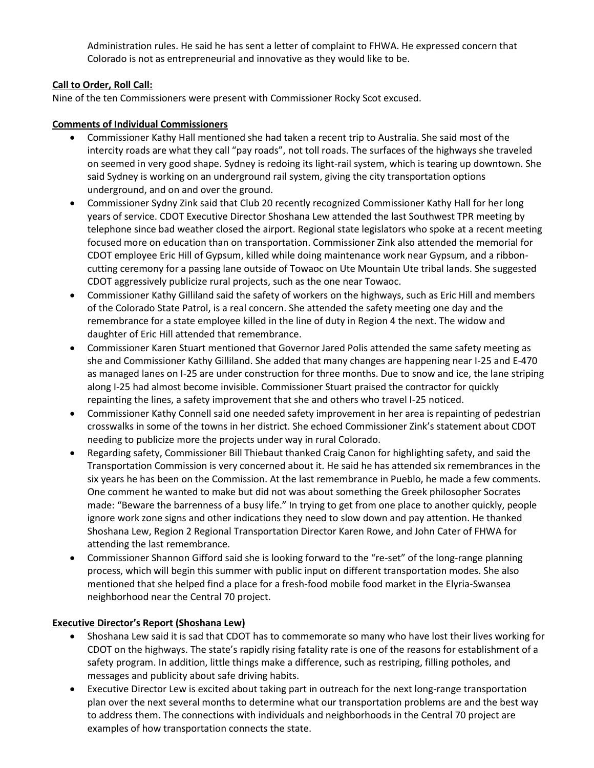Administration rules. He said he has sent a letter of complaint to FHWA. He expressed concern that Colorado is not as entrepreneurial and innovative as they would like to be.

**Call to Order, Roll Call:**

Nine of the ten Commissioners were present with Commissioner Rocky Scot excused.

**Comments of Individual Commissioners**

- Commissioner Kathy Hall mentioned she had taken a recent trip to Australia. She said most of the intercity roads are what they call "pay roads", not toll roads. The surfaces of the highways she traveled on seemed in very good shape. Sydney is redoing its light-rail system, which is tearing up downtown. She said Sydney is working on an underground rail system, giving the city transportation options underground, and on and over the ground.
- Commissioner Sydny Zink said that Club 20 recently recognized Commissioner Kathy Hall for her long years of service. CDOT Executive Director Shoshana Lew attended the last Southwest TPR meeting by telephone since bad weather closed the airport. Regional state legislators who spoke at a recent meeting focused more on education than on transportation. Commissioner Zink also attended the memorial for CDOT employee Eric Hill of Gypsum, killed while doing maintenance work near Gypsum, and a ribbon-cutting ceremony for a passing lane outside of Towaoc on Ute Mountain Ute tribal lands. She suggested CDOT aggressively publicize rural projects, such as the one near Towaoc.
- Commissioner Kathy Gilliland said the safety of workers on the highways, such as Eric Hill and members of the Colorado State Patrol, is a real concern. She attended the safety meeting one day and the remembrance for a state employee killed in the line of duty in Region 4 the next. The widow and daughter of Eric Hill attended that remembrance.
- Commissioner Karen Stuart mentioned that Governor Jared Polis attended the same safety meeting as she and Commissioner Kathy Gilliland. She added that many changes are happening near I-25 and E-470 as managed lanes on I-25 are under construction for three months. Due to snow and ice, the lane striping along I-25 had almost become invisible. Commissioner Stuart praised the contractor for quickly repainting the lines, a safety improvement that she and others who travel I-25 noticed.
- Commissioner Kathy Connell said one needed safety improvement in her area is repainting of pedestrian crosswalks in some of the towns in her district. She echoed Commissioner Zink's statement about CDOT needing to publicize more the projects under way in rural Colorado.
- Regarding safety, Commissioner Bill Thiebaut thanked Craig Canon for highlighting safety, and said the Transportation Commission is very concerned about it. He said he has attended six remembrances in the six years he has been on the Commission. At the last remembrance in Pueblo, he made a few comments. One comment he wanted to make but did not was about something the Greek philosopher Socrates made: "Beware the barrenness of a busy life." In trying to get from one place to another quickly, people ignore work zone signs and other indications they need to slow down and pay attention. He thanked Shoshana Lew, Region 2 Regional Transportation Director Karen Rowe, and John Cater of FHWA for attending the last remembrance.
- Commissioner Shannon Gifford said she is looking forward to the "re-set" of the long-range planning process, which will begin this summer with public input on different transportation modes. She also mentioned that she helped find a place for a fresh-food mobile food market in the Elyria-Swansea neighborhood near the Central 70 project.

**Executive Director's Report (Shoshana Lew)**

- Shoshana Lew said it is sad that CDOT has to commemorate so many who have lost their lives working for CDOT on the highways. The state's rapidly rising fatality rate is one of the reasons for establishment of a safety program. In addition, little things make a difference, such as restriping, filling potholes, and messages and publicity about safe driving habits.
- Executive Director Lew is excited about taking part in outreach for the next long-range transportation plan over the next several months to determine what our transportation problems are and the best way to address them. The connections with individuals and neighborhoods in the Central 70 project are examples of how transportation connects the state.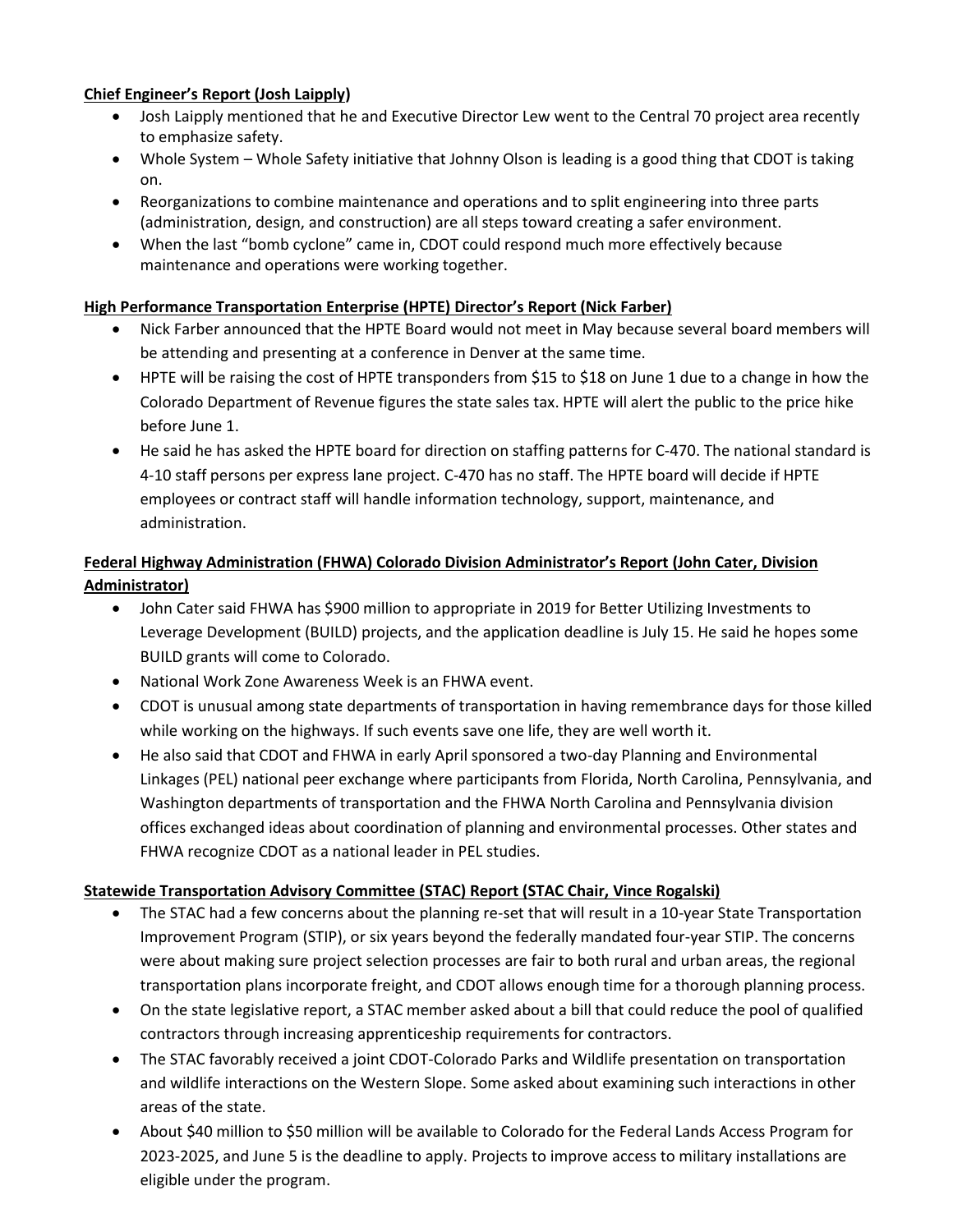**Chief Engineer's Report (Josh Laipply)**

- Josh Laipply mentioned that he and Executive Director Lew went to the Central 70 project area recently to emphasize safety.
- Whole System – Whole Safety initiative that Johnny Olson is leading is a good thing that CDOT is taking on.
- Reorganizations to combine maintenance and operations and to split engineering into three parts (administration, design, and construction) are all steps toward creating a safer environment.
- When the last "bomb cyclone" came in, CDOT could respond much more effectively because maintenance and operations were working together.

**High Performance Transportation Enterprise (HPTE) Director's Report (Nick Farber)**

- Nick Farber announced that the HPTE Board would not meet in May because several board members will be attending and presenting at a conference in Denver at the same time.
- HPTE will be raising the cost of HPTE transponders from $15 to $18 on June 1 due to a change in how the Colorado Department of Revenue figures the state sales tax. HPTE will alert the public to the price hike before June 1.
- He said he has asked the HPTE board for direction on staffing patterns for C-470. The national standard is 4-10 staff persons per express lane project. C-470 has no staff. The HPTE board will decide if HPTE employees or contract staff will handle information technology, support, maintenance, and administration.

**Federal Highway Administration (FHWA) Colorado Division Administrator's Report (John Cater, Division Administrator)**

- John Cater said FHWA has $900 million to appropriate in 2019 for Better Utilizing Investments to Leverage Development (BUILD) projects, and the application deadline is July 15. He said he hopes some BUILD grants will come to Colorado.
- National Work Zone Awareness Week is an FHWA event.
- CDOT is unusual among state departments of transportation in having remembrance days for those killed while working on the highways. If such events save one life, they are well worth it.
- He also said that CDOT and FHWA in early April sponsored a two-day Planning and Environmental Linkages (PEL) national peer exchange where participants from Florida, North Carolina, Pennsylvania, and Washington departments of transportation and the FHWA North Carolina and Pennsylvania division offices exchanged ideas about coordination of planning and environmental processes. Other states and FHWA recognize CDOT as a national leader in PEL studies.

**Statewide Transportation Advisory Committee (STAC) Report (STAC Chair, Vince Rogalski)**

- The STAC had a few concerns about the planning re-set that will result in a 10-year State Transportation Improvement Program (STIP), or six years beyond the federally mandated four-year STIP. The concerns were about making sure project selection processes are fair to both rural and urban areas, the regional transportation plans incorporate freight, and CDOT allows enough time for a thorough planning process.
- On the state legislative report, a STAC member asked about a bill that could reduce the pool of qualified contractors through increasing apprenticeship requirements for contractors.
- The STAC favorably received a joint CDOT-Colorado Parks and Wildlife presentation on transportation and wildlife interactions on the Western Slope. Some asked about examining such interactions in other areas of the state.
- About $40 million to $50 million will be available to Colorado for the Federal Lands Access Program for 2023-2025, and June 5 is the deadline to apply. Projects to improve access to military installations are eligible under the program.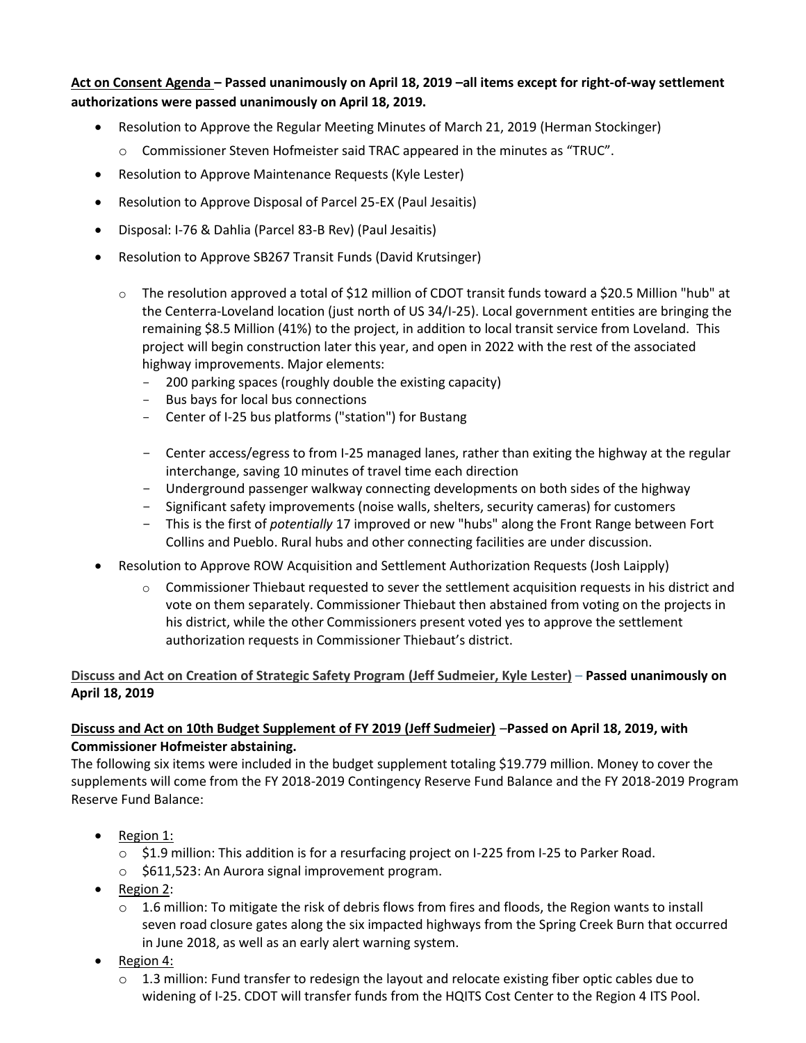**<u>Act on Consent Agenda</u> – Passed unanimously on April 18, 2019 –all items except for right-of-way settlement authorizations were passed unanimously on April 18, 2019.**

- Resolution to Approve the Regular Meeting Minutes of March 21, 2019 (Herman Stockinger)
  - Commissioner Steven Hofmeister said TRAC appeared in the minutes as "TRUC".
- Resolution to Approve Maintenance Requests (Kyle Lester)
- Resolution to Approve Disposal of Parcel 25-EX (Paul Jesaitis)
- Disposal: I-76 & Dahlia (Parcel 83-B Rev) (Paul Jesaitis)
- Resolution to Approve SB267 Transit Funds (David Krutsinger)
  - The resolution approved a total of $12 million of CDOT transit funds toward a $20.5 Million "hub" at the Centerra-Loveland location (just north of US 34/I-25). Local government entities are bringing the remaining $8.5 Million (41%) to the project, in addition to local transit service from Loveland. This project will begin construction later this year, and open in 2022 with the rest of the associated highway improvements. Major elements:
    - 200 parking spaces (roughly double the existing capacity)
    - Bus bays for local bus connections
    - Center of I-25 bus platforms ("station") for Bustang
    - Center access/egress to from I-25 managed lanes, rather than exiting the highway at the regular interchange, saving 10 minutes of travel time each direction
    - Underground passenger walkway connecting developments on both sides of the highway
    - Significant safety improvements (noise walls, shelters, security cameras) for customers
    - This is the first of *potentially* 17 improved or new "hubs" along the Front Range between Fort Collins and Pueblo. Rural hubs and other connecting facilities are under discussion.
- Resolution to Approve ROW Acquisition and Settlement Authorization Requests (Josh Laipply)
  - Commissioner Thiebaut requested to sever the settlement acquisition requests in his district and vote on them separately. Commissioner Thiebaut then abstained from voting on the projects in his district, while the other Commissioners present voted yes to approve the settlement authorization requests in Commissioner Thiebaut's district.

<u>Discuss and Act on Creation of Strategic Safety Program (Jeff Sudmeier, Kyle Lester)</u> – **Passed unanimously on April 18, 2019**

**<u>Discuss and Act on 10th Budget Supplement of FY 2019 (Jeff Sudmeier)</u> –Passed on April 18, 2019, with Commissioner Hofmeister abstaining.**

The following six items were included in the budget supplement totaling $19.779 million. Money to cover the supplements will come from the FY 2018-2019 Contingency Reserve Fund Balance and the FY 2018-2019 Program Reserve Fund Balance:

- <u>Region 1:</u>
  - $1.9 million: This addition is for a resurfacing project on I-225 from I-25 to Parker Road.
  - $611,523: An Aurora signal improvement program.
- <u>Region 2</u>:
  - 1.6 million: To mitigate the risk of debris flows from fires and floods, the Region wants to install seven road closure gates along the six impacted highways from the Spring Creek Burn that occurred in June 2018, as well as an early alert warning system.
- <u>Region 4:</u>
  - 1.3 million: Fund transfer to redesign the layout and relocate existing fiber optic cables due to widening of I-25. CDOT will transfer funds from the HQITS Cost Center to the Region 4 ITS Pool.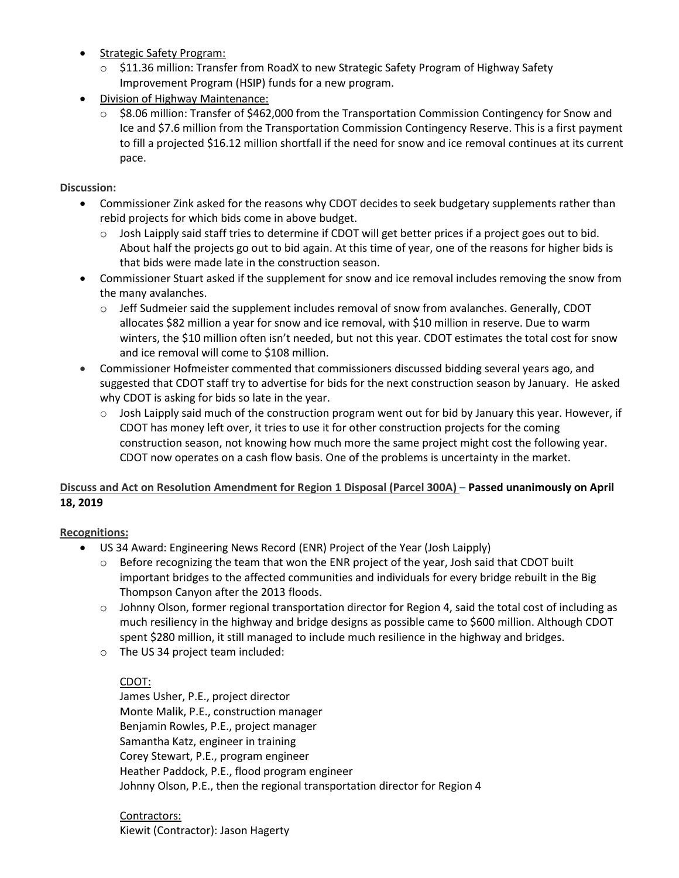- Strategic Safety Program:
  - $11.36 million: Transfer from RoadX to new Strategic Safety Program of Highway Safety Improvement Program (HSIP) funds for a new program.
- Division of Highway Maintenance:
  - $8.06 million: Transfer of $462,000 from the Transportation Commission Contingency for Snow and Ice and $7.6 million from the Transportation Commission Contingency Reserve. This is a first payment to fill a projected $16.12 million shortfall if the need for snow and ice removal continues at its current pace.

**Discussion:**

- Commissioner Zink asked for the reasons why CDOT decides to seek budgetary supplements rather than rebid projects for which bids come in above budget.
  - Josh Laipply said staff tries to determine if CDOT will get better prices if a project goes out to bid. About half the projects go out to bid again. At this time of year, one of the reasons for higher bids is that bids were made late in the construction season.
- Commissioner Stuart asked if the supplement for snow and ice removal includes removing the snow from the many avalanches.
  - Jeff Sudmeier said the supplement includes removal of snow from avalanches. Generally, CDOT allocates $82 million a year for snow and ice removal, with $10 million in reserve. Due to warm winters, the $10 million often isn't needed, but not this year. CDOT estimates the total cost for snow and ice removal will come to $108 million.
- Commissioner Hofmeister commented that commissioners discussed bidding several years ago, and suggested that CDOT staff try to advertise for bids for the next construction season by January. He asked why CDOT is asking for bids so late in the year.
  - Josh Laipply said much of the construction program went out for bid by January this year. However, if CDOT has money left over, it tries to use it for other construction projects for the coming construction season, not knowing how much more the same project might cost the following year. CDOT now operates on a cash flow basis. One of the problems is uncertainty in the market.

**Discuss and Act on Resolution Amendment for Region 1 Disposal (Parcel 300A) – Passed unanimously on April 18, 2019**

**Recognitions:**

- US 34 Award: Engineering News Record (ENR) Project of the Year (Josh Laipply)
  - Before recognizing the team that won the ENR project of the year, Josh said that CDOT built important bridges to the affected communities and individuals for every bridge rebuilt in the Big Thompson Canyon after the 2013 floods.
  - Johnny Olson, former regional transportation director for Region 4, said the total cost of including as much resiliency in the highway and bridge designs as possible came to $600 million. Although CDOT spent $280 million, it still managed to include much resilience in the highway and bridges.
  - The US 34 project team included:

    CDOT:
    James Usher, P.E., project director
    Monte Malik, P.E., construction manager
    Benjamin Rowles, P.E., project manager
    Samantha Katz, engineer in training
    Corey Stewart, P.E., program engineer
    Heather Paddock, P.E., flood program engineer
    Johnny Olson, P.E., then the regional transportation director for Region 4

    Contractors:
    Kiewit (Contractor): Jason Hagerty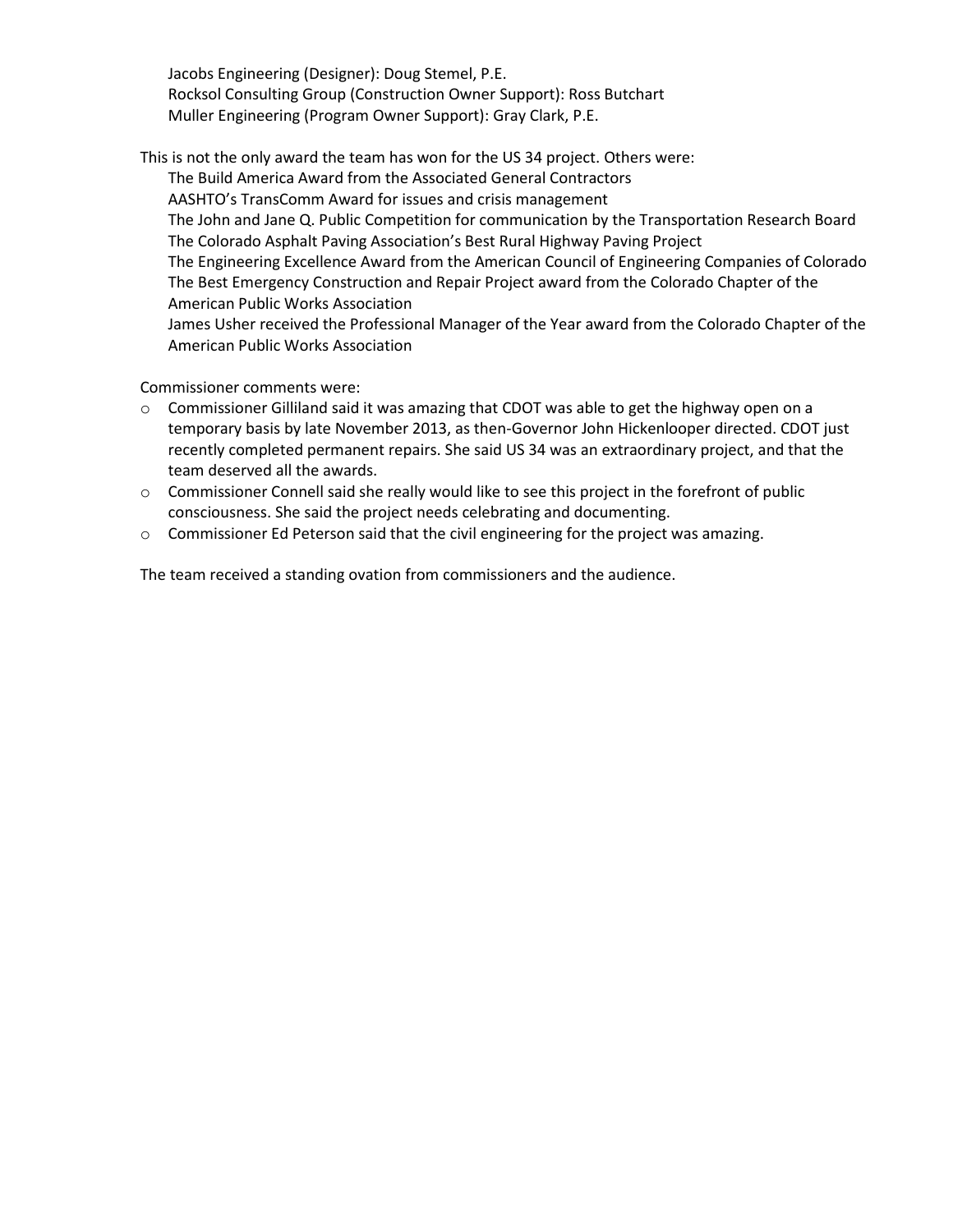Jacobs Engineering (Designer): Doug Stemel, P.E.
Rocksol Consulting Group (Construction Owner Support): Ross Butchart
Muller Engineering (Program Owner Support): Gray Clark, P.E.

This is not the only award the team has won for the US 34 project. Others were:

The Build America Award from the Associated General Contractors
AASHTO's TransComm Award for issues and crisis management
The John and Jane Q. Public Competition for communication by the Transportation Research Board
The Colorado Asphalt Paving Association's Best Rural Highway Paving Project
The Engineering Excellence Award from the American Council of Engineering Companies of Colorado
The Best Emergency Construction and Repair Project award from the Colorado Chapter of the American Public Works Association
James Usher received the Professional Manager of the Year award from the Colorado Chapter of the American Public Works Association

Commissioner comments were:

- Commissioner Gilliland said it was amazing that CDOT was able to get the highway open on a temporary basis by late November 2013, as then-Governor John Hickenlooper directed. CDOT just recently completed permanent repairs. She said US 34 was an extraordinary project, and that the team deserved all the awards.
- Commissioner Connell said she really would like to see this project in the forefront of public consciousness. She said the project needs celebrating and documenting.
- Commissioner Ed Peterson said that the civil engineering for the project was amazing.

The team received a standing ovation from commissioners and the audience.